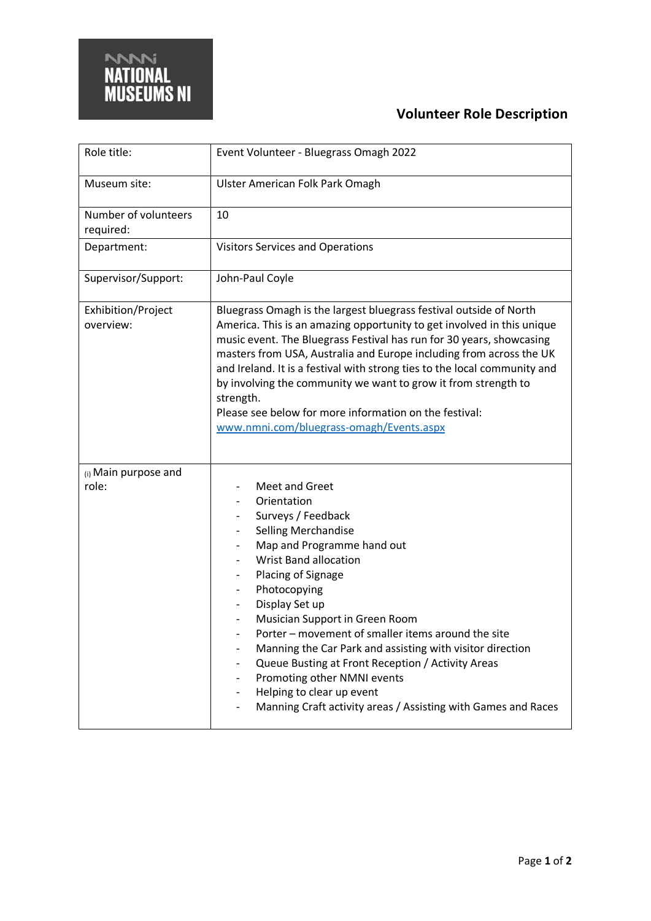NATIONAL MUSEUMS NI

# Volunteer Role Description

| Role title: | Event Volunteer - Bluegrass Omagh 2022 |
|---|---|
| Museum site: | Ulster American Folk Park Omagh |
| Number of volunteers required: | 10 |
| Department: | Visitors Services and Operations |
| Supervisor/Support: | John-Paul Coyle |
| Exhibition/Project overview: | Bluegrass Omagh is the largest bluegrass festival outside of North America. This is an amazing opportunity to get involved in this unique music event. The Bluegrass Festival has run for 30 years, showcasing masters from USA, Australia and Europe including from across the UK and Ireland. It is a festival with strong ties to the local community and by involving the community we want to grow it from strength to strength.<br>Please see below for more information on the festival: [www.nmni.com/bluegrass-omagh/Events.aspx](www.nmni.com/bluegrass-omagh/Events.aspx) |
| (i) Main purpose and role: | - Meet and Greet<br>- Orientation<br>- Surveys / Feedback<br>- Selling Merchandise<br>- Map and Programme hand out<br>- Wrist Band allocation<br>- Placing of Signage<br>- Photocopying<br>- Display Set up<br>- Musician Support in Green Room<br>- Porter – movement of smaller items around the site<br>- Manning the Car Park and assisting with visitor direction<br>- Queue Busting at Front Reception / Activity Areas<br>- Promoting other NMNI events<br>- Helping to clear up event<br>- Manning Craft activity areas / Assisting with Games and Races |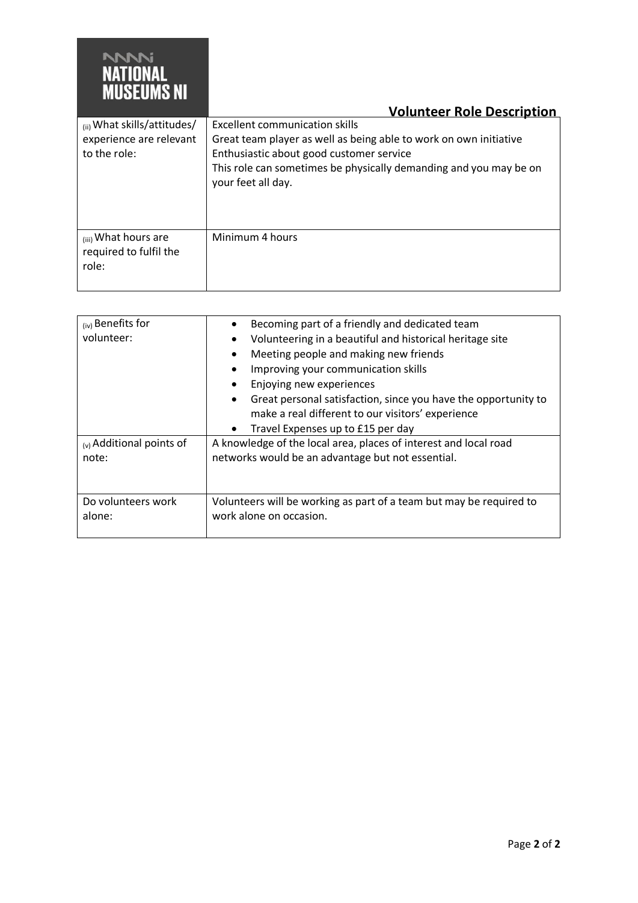NATIONAL MUSEUMS NI

## Volunteer Role Description

| | |
|---|---|
| (ii) What skills/attitudes/ experience are relevant to the role: | Excellent communication skills<br>Great team player as well as being able to work on own initiative<br>Enthusiastic about good customer service<br>This role can sometimes be physically demanding and you may be on your feet all day. |
| (iii) What hours are required to fulfil the role: | Minimum 4 hours |

| | |
|---|---|
| (iv) Benefits for volunteer: | • Becoming part of a friendly and dedicated team<br>• Volunteering in a beautiful and historical heritage site<br>• Meeting people and making new friends<br>• Improving your communication skills<br>• Enjoying new experiences<br>• Great personal satisfaction, since you have the opportunity to make a real different to our visitors' experience<br>• Travel Expenses up to £15 per day |
| (v) Additional points of note: | A knowledge of the local area, places of interest and local road networks would be an advantage but not essential. |
| Do volunteers work alone: | Volunteers will be working as part of a team but may be required to work alone on occasion. |